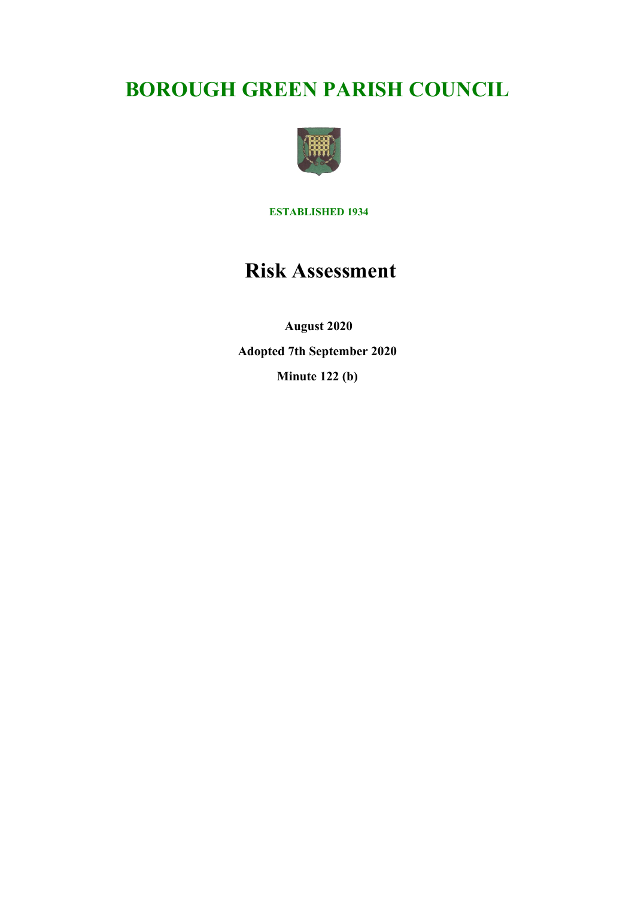# BOROUGH GREEN PARISH COUNCIL

**ESTABLISHED 1934**

## Risk Assessment

**August 2020**

**Adopted 7th September 2020**

**Minute 122 (b)**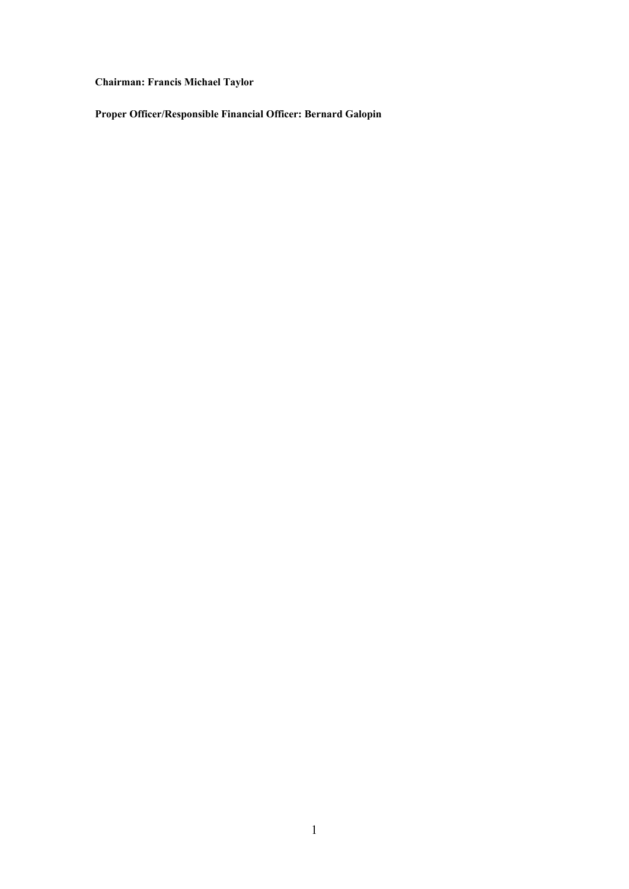**Chairman: Francis Michael Taylor**

**Proper Officer/Responsible Financial Officer: Bernard Galopin**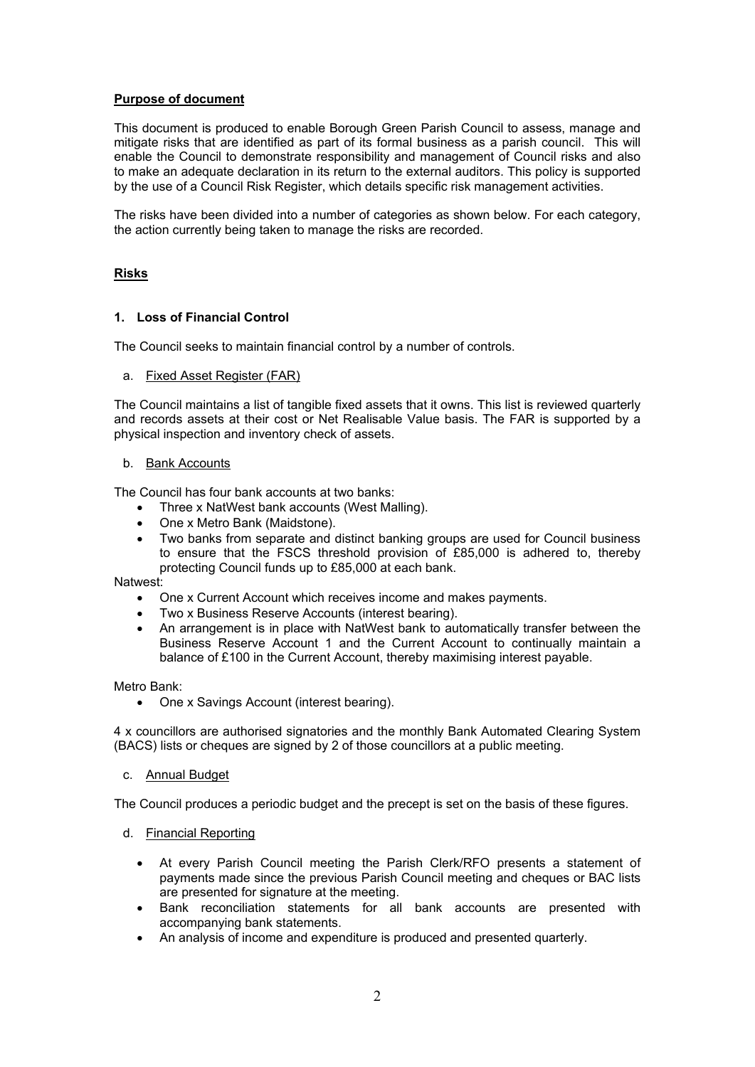**Purpose of document**

This document is produced to enable Borough Green Parish Council to assess, manage and mitigate risks that are identified as part of its formal business as a parish council. This will enable the Council to demonstrate responsibility and management of Council risks and also to make an adequate declaration in its return to the external auditors. This policy is supported by the use of a Council Risk Register, which details specific risk management activities.

The risks have been divided into a number of categories as shown below. For each category, the action currently being taken to manage the risks are recorded.

**Risks**

**1. Loss of Financial Control**

The Council seeks to maintain financial control by a number of controls.

a. Fixed Asset Register (FAR)

The Council maintains a list of tangible fixed assets that it owns. This list is reviewed quarterly and records assets at their cost or Net Realisable Value basis. The FAR is supported by a physical inspection and inventory check of assets.

b. Bank Accounts

The Council has four bank accounts at two banks:

- Three x NatWest bank accounts (West Malling).
- One x Metro Bank (Maidstone).
- Two banks from separate and distinct banking groups are used for Council business to ensure that the FSCS threshold provision of £85,000 is adhered to, thereby protecting Council funds up to £85,000 at each bank.

Natwest:

- One x Current Account which receives income and makes payments.
- Two x Business Reserve Accounts (interest bearing).
- An arrangement is in place with NatWest bank to automatically transfer between the Business Reserve Account 1 and the Current Account to continually maintain a balance of £100 in the Current Account, thereby maximising interest payable.

Metro Bank:

- One x Savings Account (interest bearing).

4 x councillors are authorised signatories and the monthly Bank Automated Clearing System (BACS) lists or cheques are signed by 2 of those councillors at a public meeting.

c. Annual Budget

The Council produces a periodic budget and the precept is set on the basis of these figures.

d. Financial Reporting

- At every Parish Council meeting the Parish Clerk/RFO presents a statement of payments made since the previous Parish Council meeting and cheques or BAC lists are presented for signature at the meeting.
- Bank reconciliation statements for all bank accounts are presented with accompanying bank statements.
- An analysis of income and expenditure is produced and presented quarterly.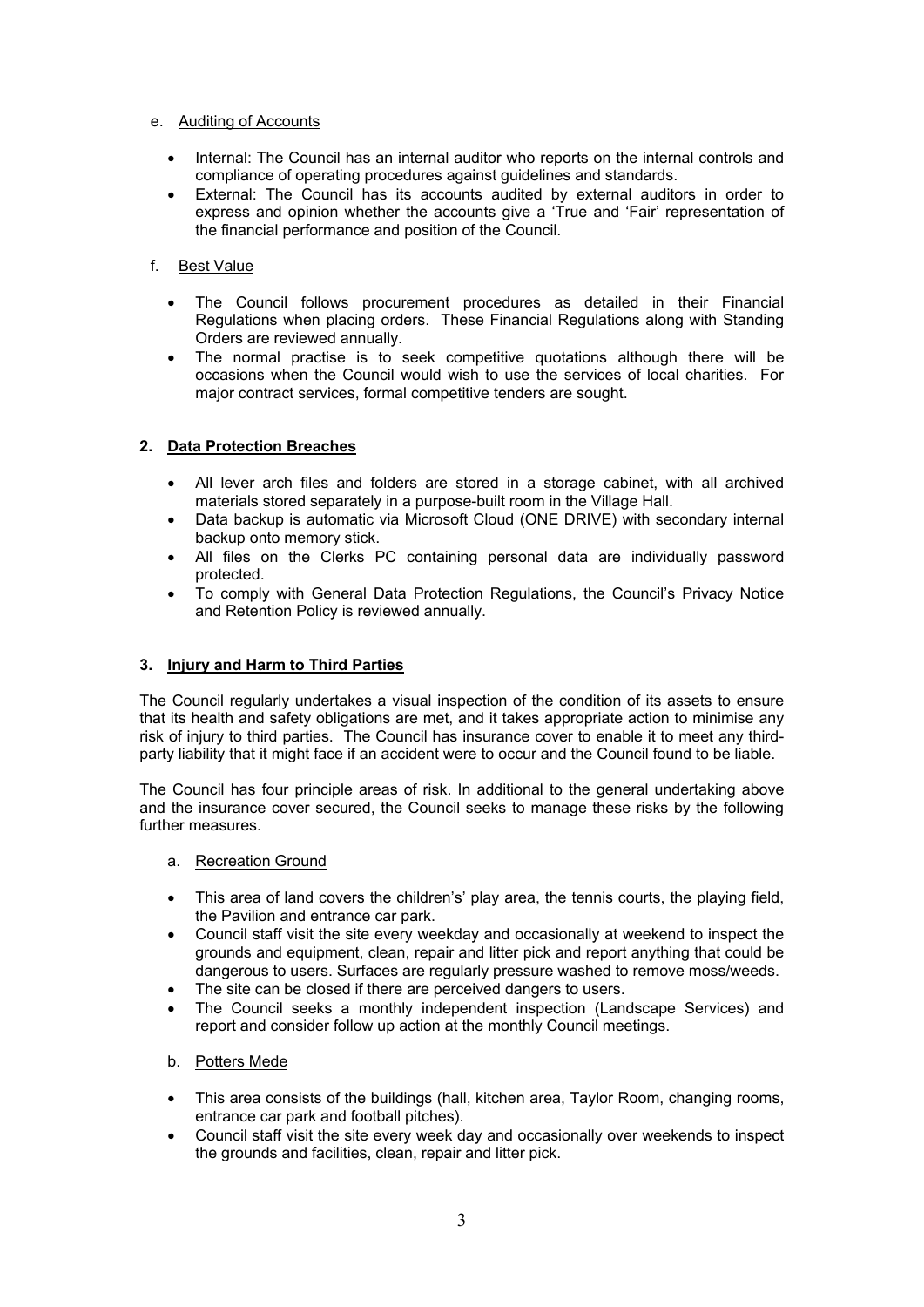e. Auditing of Accounts

- Internal: The Council has an internal auditor who reports on the internal controls and compliance of operating procedures against guidelines and standards.
- External: The Council has its accounts audited by external auditors in order to express and opinion whether the accounts give a 'True and 'Fair' representation of the financial performance and position of the Council.

f. Best Value

- The Council follows procurement procedures as detailed in their Financial Regulations when placing orders. These Financial Regulations along with Standing Orders are reviewed annually.
- The normal practise is to seek competitive quotations although there will be occasions when the Council would wish to use the services of local charities. For major contract services, formal competitive tenders are sought.

## 2. Data Protection Breaches

- All lever arch files and folders are stored in a storage cabinet, with all archived materials stored separately in a purpose-built room in the Village Hall.
- Data backup is automatic via Microsoft Cloud (ONE DRIVE) with secondary internal backup onto memory stick.
- All files on the Clerks PC containing personal data are individually password protected.
- To comply with General Data Protection Regulations, the Council's Privacy Notice and Retention Policy is reviewed annually.

## 3. Injury and Harm to Third Parties

The Council regularly undertakes a visual inspection of the condition of its assets to ensure that its health and safety obligations are met, and it takes appropriate action to minimise any risk of injury to third parties. The Council has insurance cover to enable it to meet any third-party liability that it might face if an accident were to occur and the Council found to be liable.

The Council has four principle areas of risk. In additional to the general undertaking above and the insurance cover secured, the Council seeks to manage these risks by the following further measures.

a. Recreation Ground

- This area of land covers the children's' play area, the tennis courts, the playing field, the Pavilion and entrance car park.
- Council staff visit the site every weekday and occasionally at weekend to inspect the grounds and equipment, clean, repair and litter pick and report anything that could be dangerous to users. Surfaces are regularly pressure washed to remove moss/weeds.
- The site can be closed if there are perceived dangers to users.
- The Council seeks a monthly independent inspection (Landscape Services) and report and consider follow up action at the monthly Council meetings.

b. Potters Mede

- This area consists of the buildings (hall, kitchen area, Taylor Room, changing rooms, entrance car park and football pitches).
- Council staff visit the site every week day and occasionally over weekends to inspect the grounds and facilities, clean, repair and litter pick.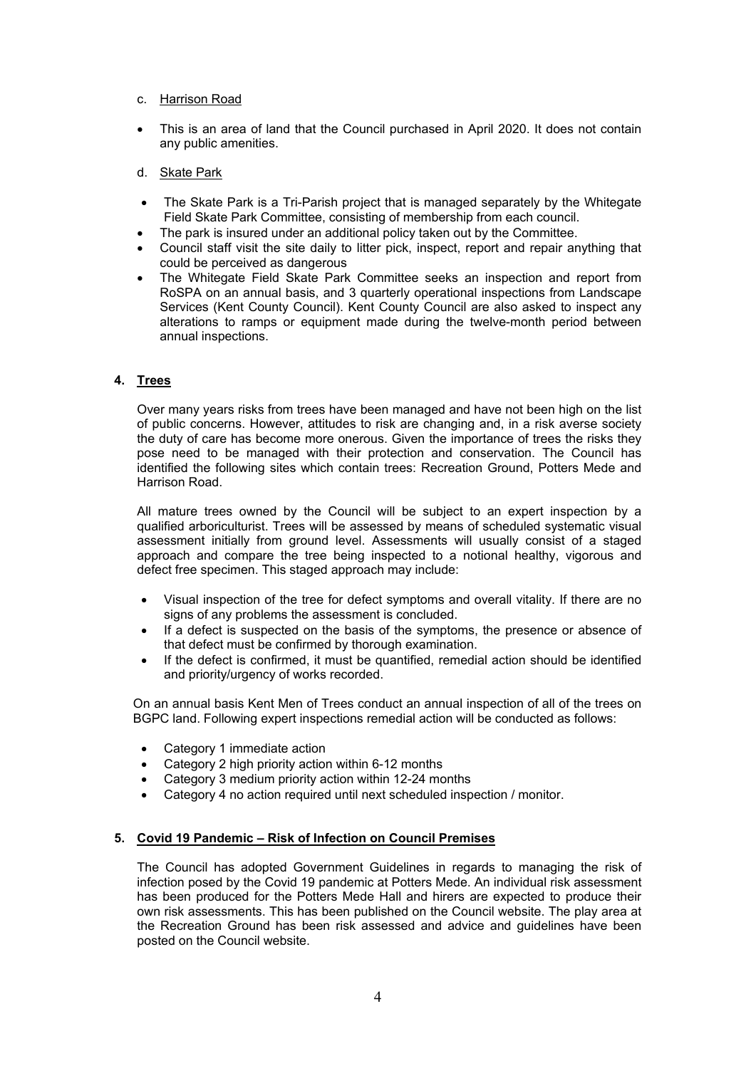c. Harrison Road

- This is an area of land that the Council purchased in April 2020. It does not contain any public amenities.

d. Skate Park

- The Skate Park is a Tri-Parish project that is managed separately by the Whitegate Field Skate Park Committee, consisting of membership from each council.
- The park is insured under an additional policy taken out by the Committee.
- Council staff visit the site daily to litter pick, inspect, report and repair anything that could be perceived as dangerous
- The Whitegate Field Skate Park Committee seeks an inspection and report from RoSPA on an annual basis, and 3 quarterly operational inspections from Landscape Services (Kent County Council). Kent County Council are also asked to inspect any alterations to ramps or equipment made during the twelve-month period between annual inspections.

## 4. Trees

Over many years risks from trees have been managed and have not been high on the list of public concerns. However, attitudes to risk are changing and, in a risk averse society the duty of care has become more onerous. Given the importance of trees the risks they pose need to be managed with their protection and conservation. The Council has identified the following sites which contain trees: Recreation Ground, Potters Mede and Harrison Road.

All mature trees owned by the Council will be subject to an expert inspection by a qualified arboriculturist. Trees will be assessed by means of scheduled systematic visual assessment initially from ground level. Assessments will usually consist of a staged approach and compare the tree being inspected to a notional healthy, vigorous and defect free specimen. This staged approach may include:

- Visual inspection of the tree for defect symptoms and overall vitality. If there are no signs of any problems the assessment is concluded.
- If a defect is suspected on the basis of the symptoms, the presence or absence of that defect must be confirmed by thorough examination.
- If the defect is confirmed, it must be quantified, remedial action should be identified and priority/urgency of works recorded.

On an annual basis Kent Men of Trees conduct an annual inspection of all of the trees on BGPC land. Following expert inspections remedial action will be conducted as follows:

- Category 1 immediate action
- Category 2 high priority action within 6-12 months
- Category 3 medium priority action within 12-24 months
- Category 4 no action required until next scheduled inspection / monitor.

## 5. Covid 19 Pandemic – Risk of Infection on Council Premises

The Council has adopted Government Guidelines in regards to managing the risk of infection posed by the Covid 19 pandemic at Potters Mede. An individual risk assessment has been produced for the Potters Mede Hall and hirers are expected to produce their own risk assessments. This has been published on the Council website. The play area at the Recreation Ground has been risk assessed and advice and guidelines have been posted on the Council website.